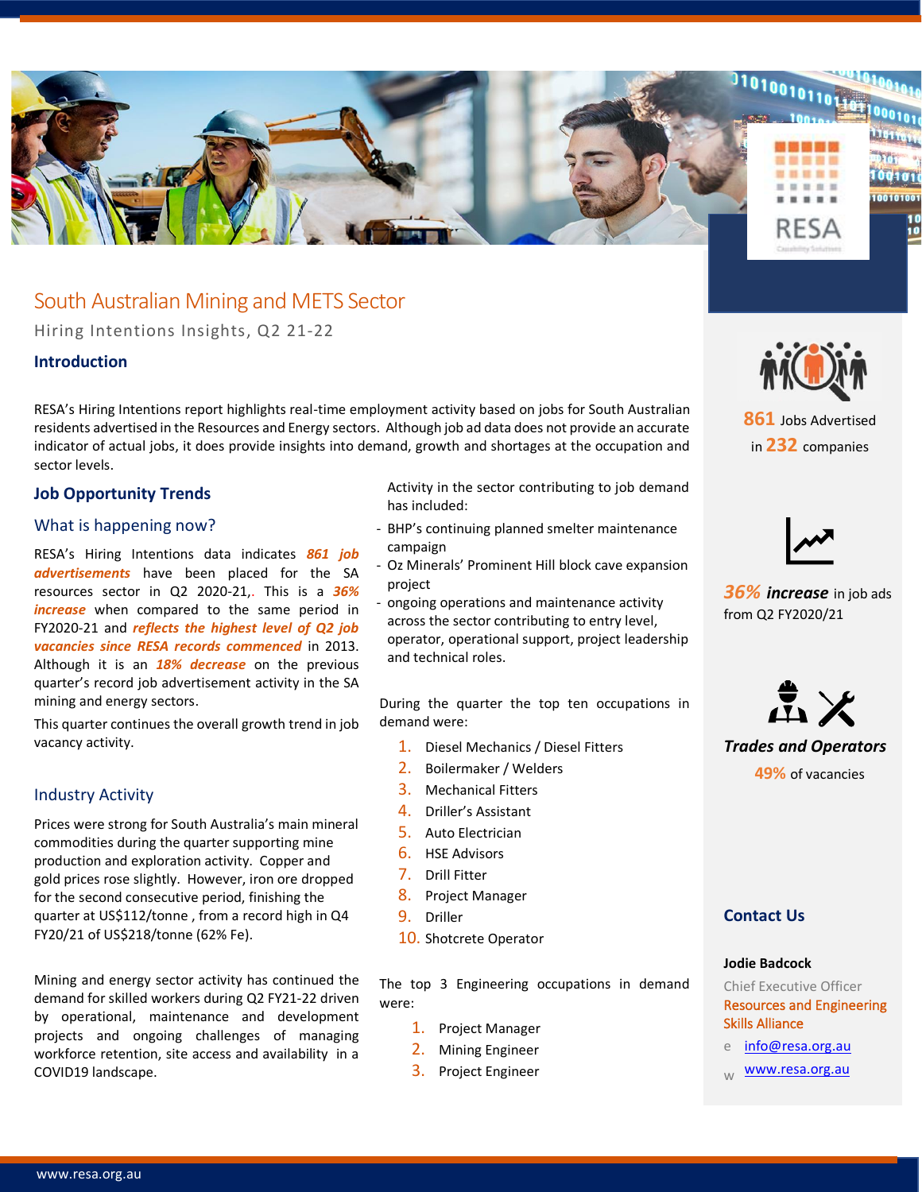# South Australian Mining and METS Sector

Hiring Intentions Insights, Q2 21-22

## Introduction

RESA's Hiring Intentions report highlights real-time employment activity based on jobs for South Australian residents advertised in the Resources and Energy sectors. Although job ad data does not provide an accurate indicator of actual jobs, it does provide insights into demand, growth and shortages at the occupation and sector levels.

## Job Opportunity Trends

### What is happening now?

RESA's Hiring Intentions data indicates ***861 job advertisements*** have been placed for the SA resources sector in Q2 2020-21,. This is a ***36% increase*** when compared to the same period in FY2020-21 and ***reflects the highest level of Q2 job vacancies since RESA records commenced*** in 2013. Although it is an ***18% decrease*** on the previous quarter's record job advertisement activity in the SA mining and energy sectors.

This quarter continues the overall growth trend in job vacancy activity.

### Industry Activity

Prices were strong for South Australia's main mineral commodities during the quarter supporting mine production and exploration activity. Copper and gold prices rose slightly. However, iron ore dropped for the second consecutive period, finishing the quarter at US$112/tonne , from a record high in Q4 FY20/21 of US$218/tonne (62% Fe).

Mining and energy sector activity has continued the demand for skilled workers during Q2 FY21-22 driven by operational, maintenance and development projects and ongoing challenges of managing workforce retention, site access and availability in a COVID19 landscape.

Activity in the sector contributing to job demand has included:

- BHP's continuing planned smelter maintenance campaign
- Oz Minerals' Prominent Hill block cave expansion project
- ongoing operations and maintenance activity across the sector contributing to entry level, operator, operational support, project leadership and technical roles.

During the quarter the top ten occupations in demand were:

1. Diesel Mechanics / Diesel Fitters
2. Boilermaker / Welders
3. Mechanical Fitters
4. Driller's Assistant
5. Auto Electrician
6. HSE Advisors
7. Drill Fitter
8. Project Manager
9. Driller
10. Shotcrete Operator

The top 3 Engineering occupations in demand were:

1. Project Manager
2. Mining Engineer
3. Project Engineer

**861** Jobs Advertised in **232** companies

***36% increase*** in job ads from Q2 FY2020/21

***Trades and Operators***

**49%** of vacancies

### Contact Us

**Jodie Badcock**

Chief Executive Officer

Resources and Engineering Skills Alliance

e info@resa.org.au

w www.resa.org.au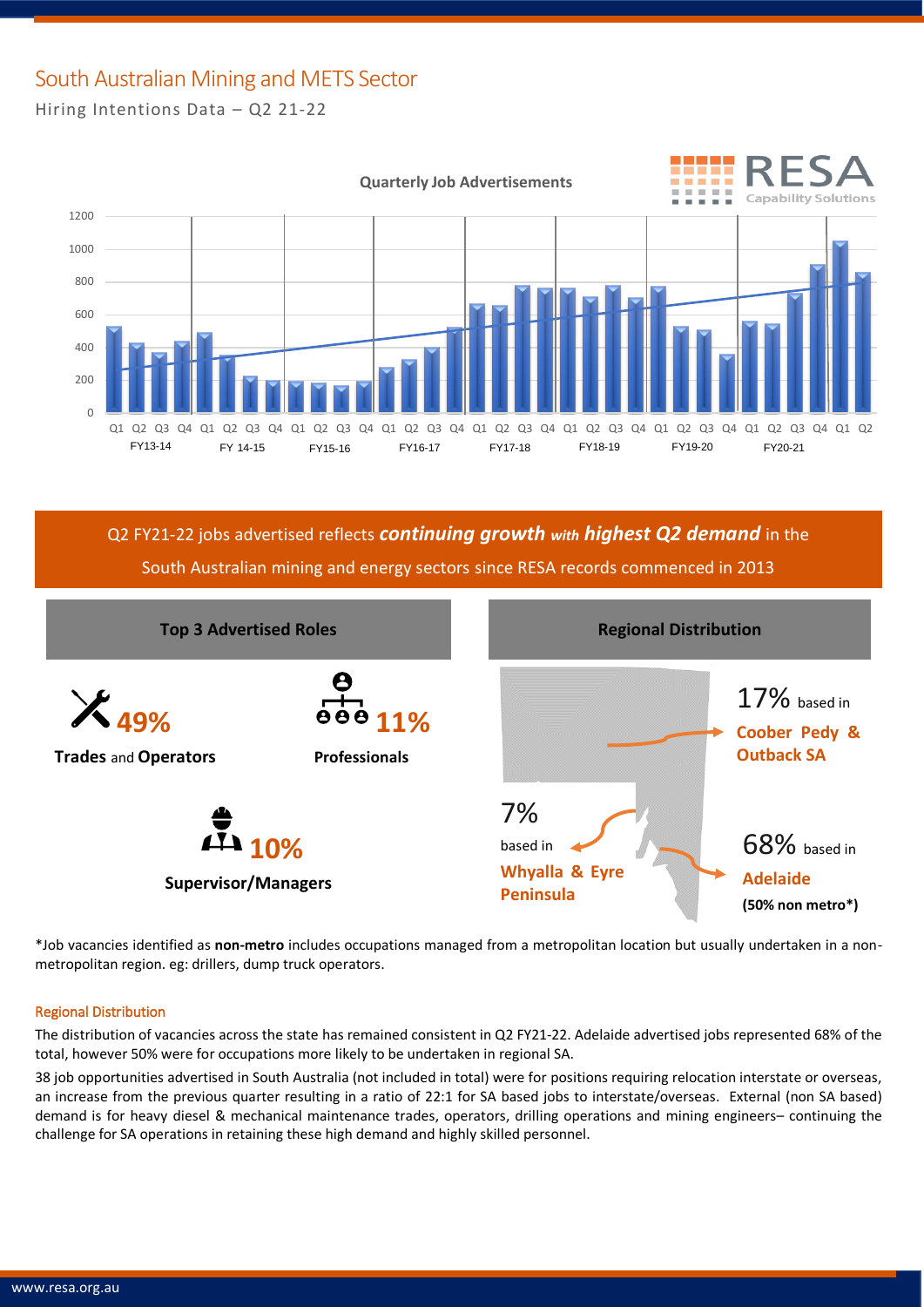# South Australian Mining and METS Sector

Hiring Intentions Data – Q2 21-22

**Quarterly Job Advertisements**

RESA Capability Solutions

Q2 FY21-22 jobs advertised reflects ***continuing growth*** ***with highest Q2 demand*** in the South Australian mining and energy sectors since RESA records commenced in 2013

## Top 3 Advertised Roles

**49%** **Trades** and **Operators**

**11%** **Professionals**

**10%** **Supervisor/Managers**

## Regional Distribution

17% based in **Coober Pedy & Outback SA**

7% based in **Whyalla & Eyre Peninsula**

68% based in **Adelaide** **(50% non metro*)**

*Job vacancies identified as **non-metro** includes occupations managed from a metropolitan location but usually undertaken in a non-metropolitan region. eg: drillers, dump truck operators.

### Regional Distribution

The distribution of vacancies across the state has remained consistent in Q2 FY21-22. Adelaide advertised jobs represented 68% of the total, however 50% were for occupations more likely to be undertaken in regional SA.

38 job opportunities advertised in South Australia (not included in total) were for positions requiring relocation interstate or overseas, an increase from the previous quarter resulting in a ratio of 22:1 for SA based jobs to interstate/overseas. External (non SA based) demand is for heavy diesel & mechanical maintenance trades, operators, drilling operations and mining engineers– continuing the challenge for SA operations in retaining these high demand and highly skilled personnel.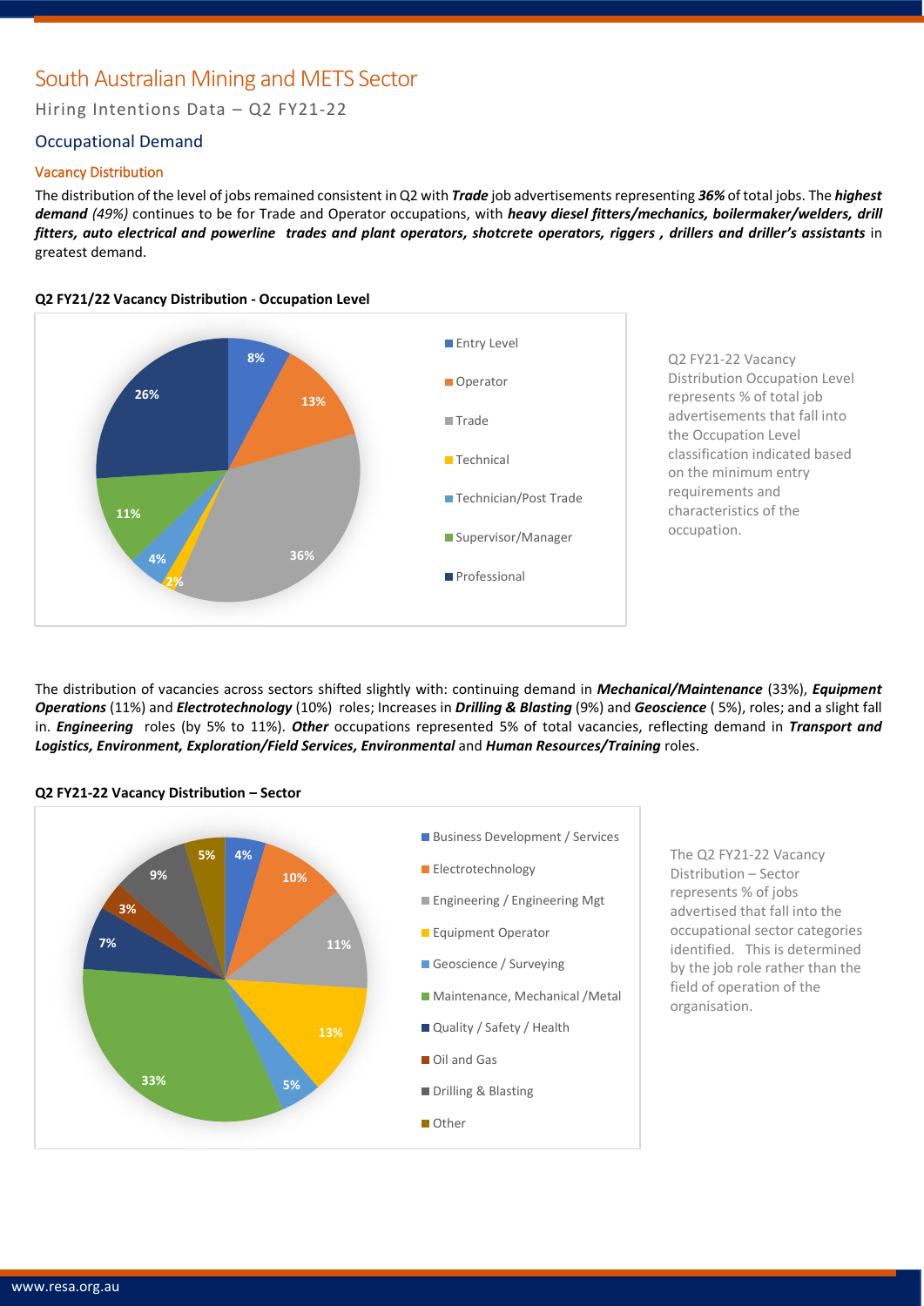# South Australian Mining and METS Sector

Hiring Intentions Data – Q2 FY21-22

## Occupational Demand

### Vacancy Distribution

The distribution of the level of jobs remained consistent in Q2 with ***Trade*** job advertisements representing ***36%*** of total jobs. The ***highest demand*** *(49%)* continues to be for Trade and Operator occupations, with ***heavy diesel fitters/mechanics, boilermaker/welders, drill fitters, auto electrical and powerline trades and plant operators, shotcrete operators, riggers , drillers and driller's assistants*** in greatest demand.

**Q2 FY21/22 Vacancy Distribution - Occupation Level**

8%
13%
36%
2%
4%
11%
26%

Entry Level
Operator
Trade
Technical
Technician/Post Trade
Supervisor/Manager
Professional

Q2 FY21-22 Vacancy Distribution Occupation Level represents % of total job advertisements that fall into the Occupation Level classification indicated based on the minimum entry requirements and characteristics of the occupation.

The distribution of vacancies across sectors shifted slightly with: continuing demand in ***Mechanical/Maintenance*** (33%), ***Equipment Operations*** (11%) and ***Electrotechnology*** (10%) roles; Increases in ***Drilling & Blasting*** (9%) and ***Geoscience*** ( 5%), roles; and a slight fall in. ***Engineering*** roles (by 5% to 11%). ***Other*** occupations represented 5% of total vacancies, reflecting demand in ***Transport and Logistics, Environment, Exploration/Field Services, Environmental*** and ***Human Resources/Training*** roles.

**Q2 FY21-22 Vacancy Distribution – Sector**

4%
10%
11%
13%
5%
33%
7%
3%
9%
5%

Business Development / Services
Electrotechnology
Engineering / Engineering Mgt
Equipment Operator
Geoscience / Surveying
Maintenance, Mechanical /Metal
Quality / Safety / Health
Oil and Gas
Drilling & Blasting
Other

The Q2 FY21-22 Vacancy Distribution – Sector represents % of jobs advertised that fall into the occupational sector categories identified. This is determined by the job role rather than the field of operation of the organisation.